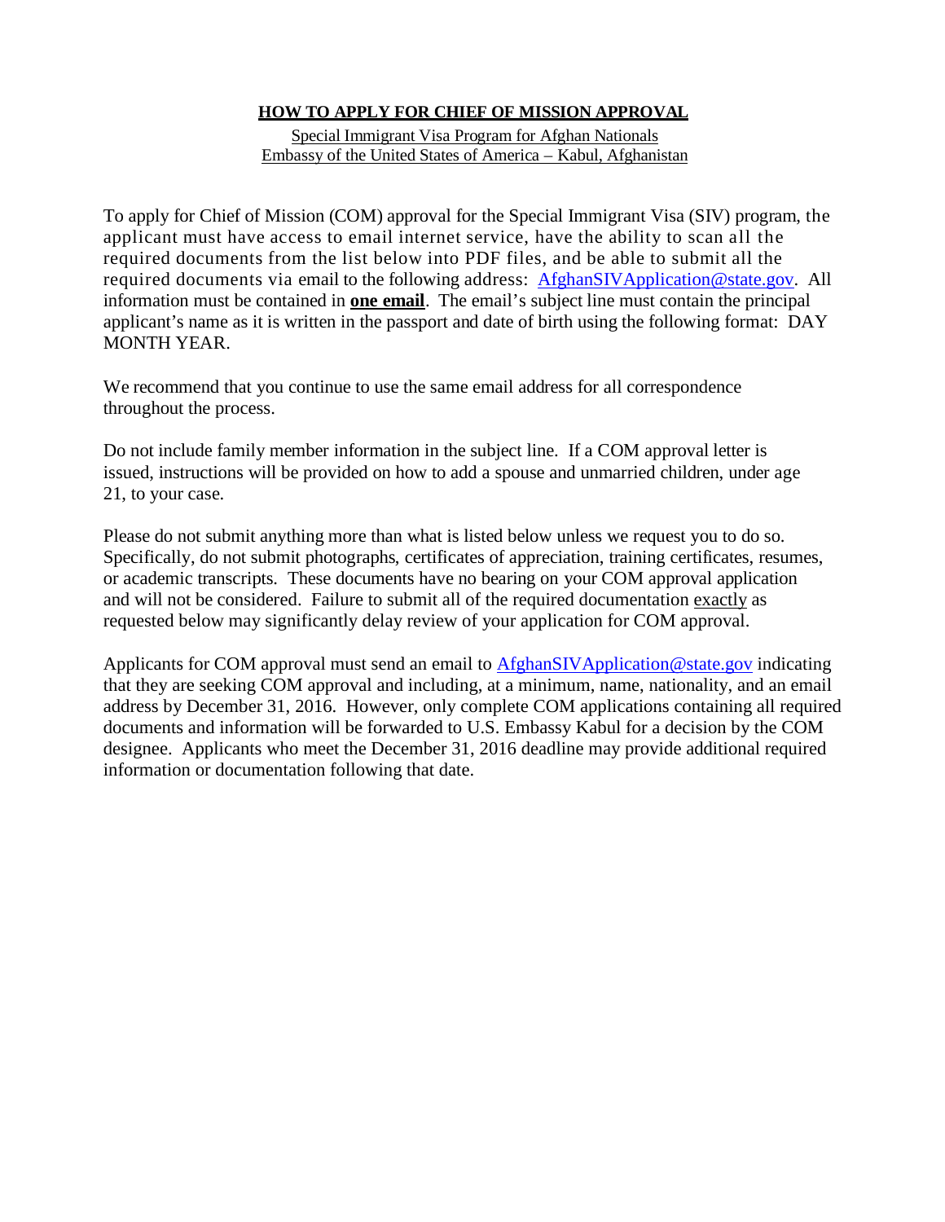# HOW TO APPLY FOR CHIEF OF MISSION APPROVAL

Special Immigrant Visa Program for Afghan Nationals
Embassy of the United States of America – Kabul, Afghanistan

To apply for Chief of Mission (COM) approval for the Special Immigrant Visa (SIV) program, the applicant must have access to email internet service, have the ability to scan all the required documents from the list below into PDF files, and be able to submit all the required documents via email to the following address: AfghanSIVApplication@state.gov. All information must be contained in **one email**. The email's subject line must contain the principal applicant's name as it is written in the passport and date of birth using the following format: DAY MONTH YEAR.

We recommend that you continue to use the same email address for all correspondence throughout the process.

Do not include family member information in the subject line. If a COM approval letter is issued, instructions will be provided on how to add a spouse and unmarried children, under age 21, to your case.

Please do not submit anything more than what is listed below unless we request you to do so. Specifically, do not submit photographs, certificates of appreciation, training certificates, resumes, or academic transcripts. These documents have no bearing on your COM approval application and will not be considered. Failure to submit all of the required documentation exactly as requested below may significantly delay review of your application for COM approval.

Applicants for COM approval must send an email to AfghanSIVApplication@state.gov indicating that they are seeking COM approval and including, at a minimum, name, nationality, and an email address by December 31, 2016. However, only complete COM applications containing all required documents and information will be forwarded to U.S. Embassy Kabul for a decision by the COM designee. Applicants who meet the December 31, 2016 deadline may provide additional required information or documentation following that date.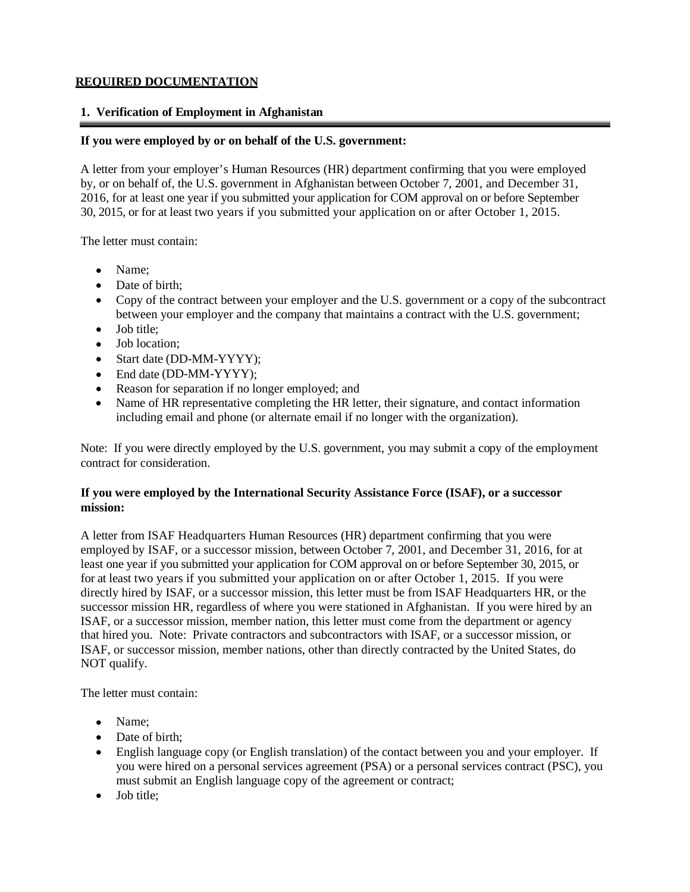**REQUIRED DOCUMENTATION**

### 1. Verification of Employment in Afghanistan

**If you were employed by or on behalf of the U.S. government:**

A letter from your employer's Human Resources (HR) department confirming that you were employed by, or on behalf of, the U.S. government in Afghanistan between October 7, 2001, and December 31, 2016, for at least one year if you submitted your application for COM approval on or before September 30, 2015, or for at least two years if you submitted your application on or after October 1, 2015.

The letter must contain:

- Name;
- Date of birth;
- Copy of the contract between your employer and the U.S. government or a copy of the subcontract between your employer and the company that maintains a contract with the U.S. government;
- Job title;
- Job location;
- Start date (DD-MM-YYYY);
- End date (DD-MM-YYYY);
- Reason for separation if no longer employed; and
- Name of HR representative completing the HR letter, their signature, and contact information including email and phone (or alternate email if no longer with the organization).

Note: If you were directly employed by the U.S. government, you may submit a copy of the employment contract for consideration.

**If you were employed by the International Security Assistance Force (ISAF), or a successor mission:**

A letter from ISAF Headquarters Human Resources (HR) department confirming that you were employed by ISAF, or a successor mission, between October 7, 2001, and December 31, 2016, for at least one year if you submitted your application for COM approval on or before September 30, 2015, or for at least two years if you submitted your application on or after October 1, 2015. If you were directly hired by ISAF, or a successor mission, this letter must be from ISAF Headquarters HR, or the successor mission HR, regardless of where you were stationed in Afghanistan. If you were hired by an ISAF, or a successor mission, member nation, this letter must come from the department or agency that hired you. Note: Private contractors and subcontractors with ISAF, or a successor mission, or ISAF, or successor mission, member nations, other than directly contracted by the United States, do NOT qualify.

The letter must contain:

- Name;
- Date of birth;
- English language copy (or English translation) of the contact between you and your employer. If you were hired on a personal services agreement (PSA) or a personal services contract (PSC), you must submit an English language copy of the agreement or contract;
- Job title;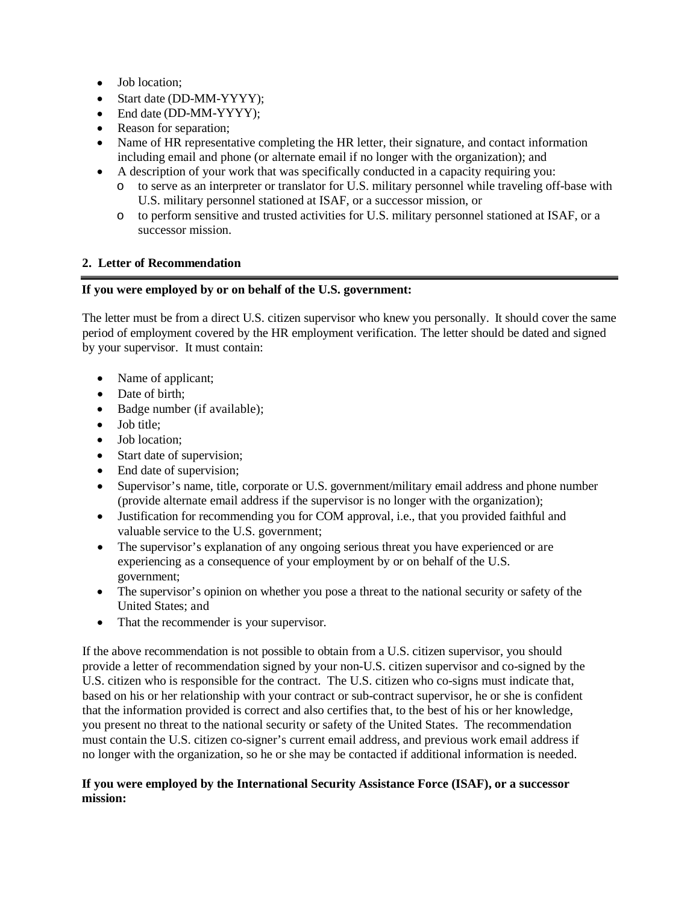- Job location;
- Start date (DD-MM-YYYY);
- End date (DD-MM-YYYY);
- Reason for separation;
- Name of HR representative completing the HR letter, their signature, and contact information including email and phone (or alternate email if no longer with the organization); and
- A description of your work that was specifically conducted in a capacity requiring you:
  - to serve as an interpreter or translator for U.S. military personnel while traveling off-base with U.S. military personnel stationed at ISAF, or a successor mission, or
  - to perform sensitive and trusted activities for U.S. military personnel stationed at ISAF, or a successor mission.

## 2. Letter of Recommendation

**If you were employed by or on behalf of the U.S. government:**

The letter must be from a direct U.S. citizen supervisor who knew you personally. It should cover the same period of employment covered by the HR employment verification. The letter should be dated and signed by your supervisor. It must contain:

- Name of applicant;
- Date of birth;
- Badge number (if available);
- Job title;
- Job location;
- Start date of supervision;
- End date of supervision;
- Supervisor's name, title, corporate or U.S. government/military email address and phone number (provide alternate email address if the supervisor is no longer with the organization);
- Justification for recommending you for COM approval, i.e., that you provided faithful and valuable service to the U.S. government;
- The supervisor's explanation of any ongoing serious threat you have experienced or are experiencing as a consequence of your employment by or on behalf of the U.S. government;
- The supervisor's opinion on whether you pose a threat to the national security or safety of the United States; and
- That the recommender is your supervisor.

If the above recommendation is not possible to obtain from a U.S. citizen supervisor, you should provide a letter of recommendation signed by your non-U.S. citizen supervisor and co-signed by the U.S. citizen who is responsible for the contract. The U.S. citizen who co-signs must indicate that, based on his or her relationship with your contract or sub-contract supervisor, he or she is confident that the information provided is correct and also certifies that, to the best of his or her knowledge, you present no threat to the national security or safety of the United States. The recommendation must contain the U.S. citizen co-signer's current email address, and previous work email address if no longer with the organization, so he or she may be contacted if additional information is needed.

**If you were employed by the International Security Assistance Force (ISAF), or a successor mission:**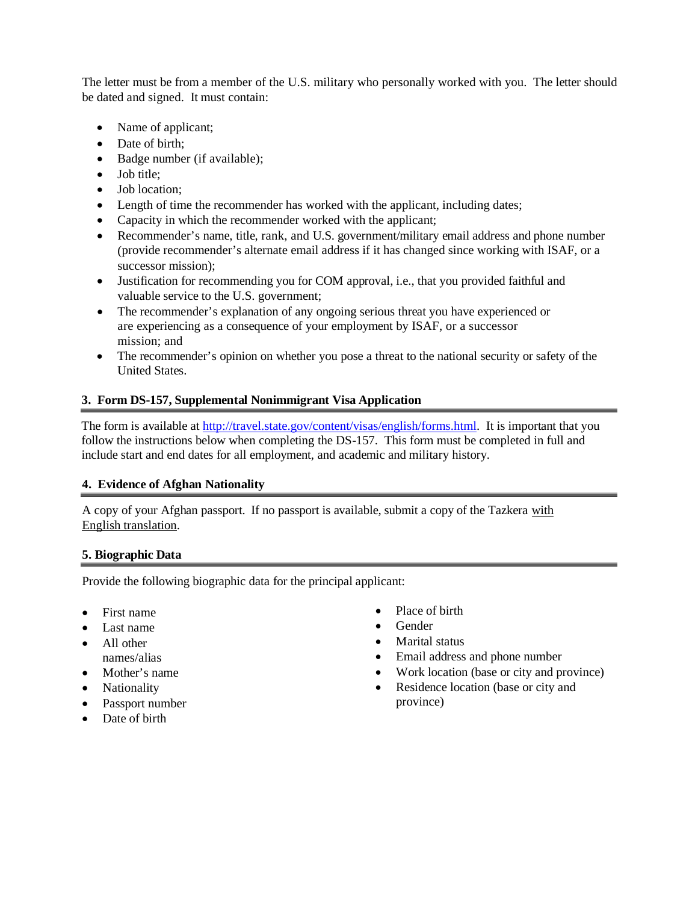The letter must be from a member of the U.S. military who personally worked with you. The letter should be dated and signed. It must contain:

- Name of applicant;
- Date of birth;
- Badge number (if available);
- Job title;
- Job location;
- Length of time the recommender has worked with the applicant, including dates;
- Capacity in which the recommender worked with the applicant;
- Recommender's name, title, rank, and U.S. government/military email address and phone number (provide recommender's alternate email address if it has changed since working with ISAF, or a successor mission);
- Justification for recommending you for COM approval, i.e., that you provided faithful and valuable service to the U.S. government;
- The recommender's explanation of any ongoing serious threat you have experienced or are experiencing as a consequence of your employment by ISAF, or a successor mission; and
- The recommender's opinion on whether you pose a threat to the national security or safety of the United States.

## 3. Form DS-157, Supplemental Nonimmigrant Visa Application

The form is available at http://travel.state.gov/content/visas/english/forms.html. It is important that you follow the instructions below when completing the DS-157. This form must be completed in full and include start and end dates for all employment, and academic and military history.

## 4. Evidence of Afghan Nationality

A copy of your Afghan passport. If no passport is available, submit a copy of the Tazkera with English translation.

## 5. Biographic Data

Provide the following biographic data for the principal applicant:

- First name
- Last name
- All other names/alias
- Mother's name
- Nationality
- Passport number
- Date of birth
- Place of birth
- Gender
- Marital status
- Email address and phone number
- Work location (base or city and province)
- Residence location (base or city and province)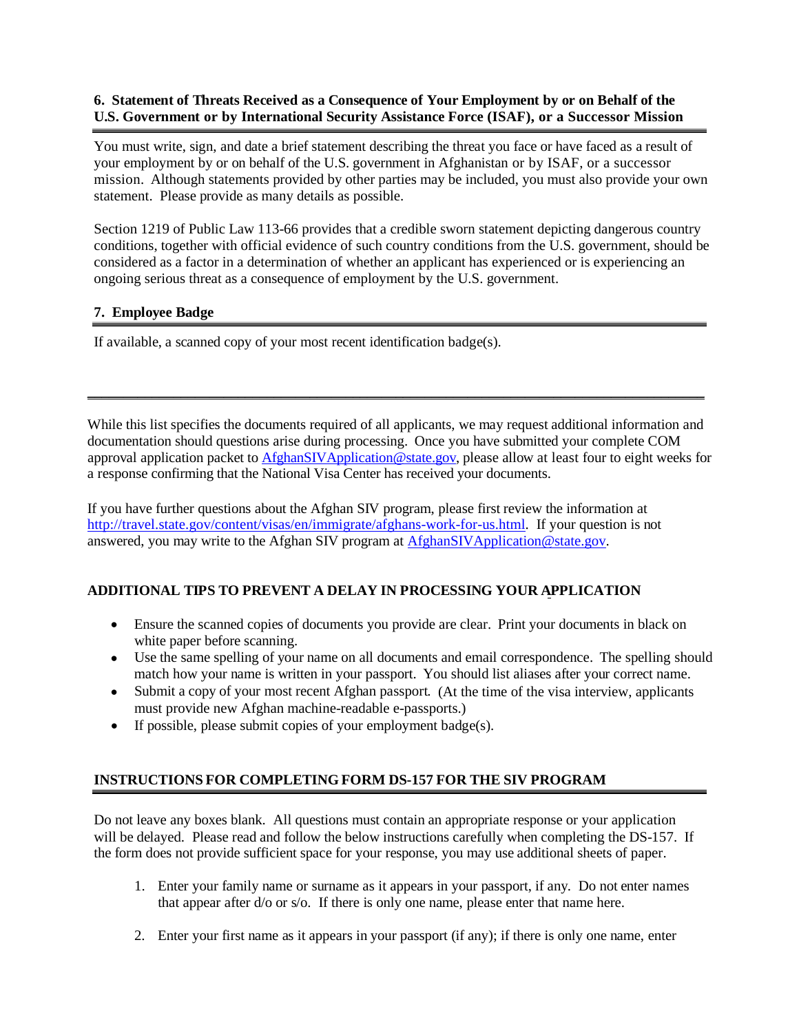### 6. Statement of Threats Received as a Consequence of Your Employment by or on Behalf of the U.S. Government or by International Security Assistance Force (ISAF), or a Successor Mission

You must write, sign, and date a brief statement describing the threat you face or have faced as a result of your employment by or on behalf of the U.S. government in Afghanistan or by ISAF, or a successor mission. Although statements provided by other parties may be included, you must also provide your own statement. Please provide as many details as possible.

Section 1219 of Public Law 113-66 provides that a credible sworn statement depicting dangerous country conditions, together with official evidence of such country conditions from the U.S. government, should be considered as a factor in a determination of whether an applicant has experienced or is experiencing an ongoing serious threat as a consequence of employment by the U.S. government.

### 7. Employee Badge

If available, a scanned copy of your most recent identification badge(s).

---

While this list specifies the documents required of all applicants, we may request additional information and documentation should questions arise during processing. Once you have submitted your complete COM approval application packet to AfghanSIVApplication@state.gov, please allow at least four to eight weeks for a response confirming that the National Visa Center has received your documents.

If you have further questions about the Afghan SIV program, please first review the information at http://travel.state.gov/content/visas/en/immigrate/afghans-work-for-us.html. If your question is not answered, you may write to the Afghan SIV program at AfghanSIVApplication@state.gov.

## ADDITIONAL TIPS TO PREVENT A DELAY IN PROCESSING YOUR APPLICATION

- Ensure the scanned copies of documents you provide are clear. Print your documents in black on white paper before scanning.
- Use the same spelling of your name on all documents and email correspondence. The spelling should match how your name is written in your passport. You should list aliases after your correct name.
- Submit a copy of your most recent Afghan passport. (At the time of the visa interview, applicants must provide new Afghan machine-readable e-passports.)
- If possible, please submit copies of your employment badge(s).

## INSTRUCTIONS FOR COMPLETING FORM DS-157 FOR THE SIV PROGRAM

Do not leave any boxes blank. All questions must contain an appropriate response or your application will be delayed. Please read and follow the below instructions carefully when completing the DS-157. If the form does not provide sufficient space for your response, you may use additional sheets of paper.

1. Enter your family name or surname as it appears in your passport, if any. Do not enter names that appear after d/o or s/o. If there is only one name, please enter that name here.

2. Enter your first name as it appears in your passport (if any); if there is only one name, enter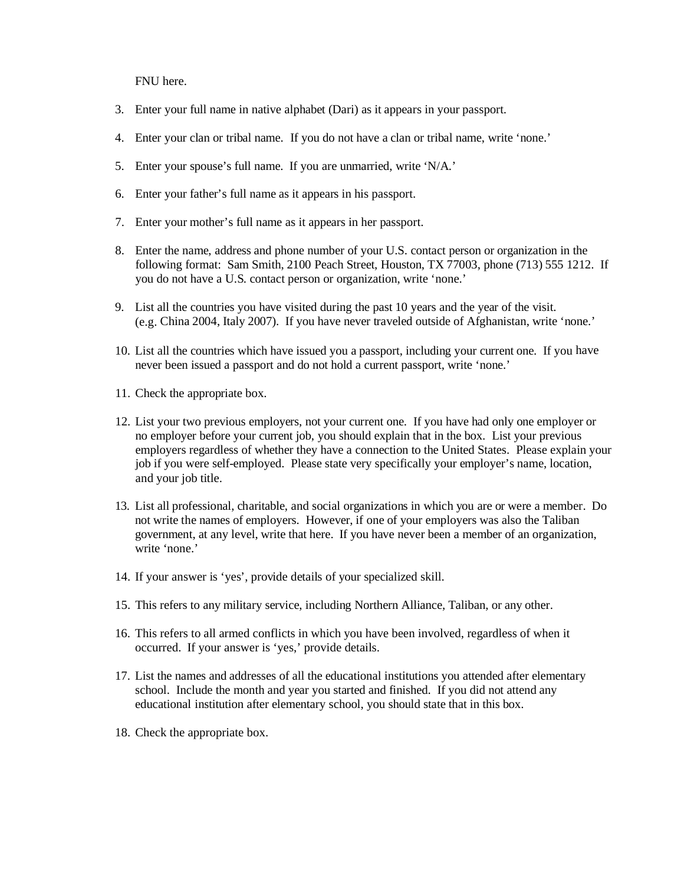FNU here.

3. Enter your full name in native alphabet (Dari) as it appears in your passport.

4. Enter your clan or tribal name. If you do not have a clan or tribal name, write 'none.'

5. Enter your spouse's full name. If you are unmarried, write 'N/A.'

6. Enter your father's full name as it appears in his passport.

7. Enter your mother's full name as it appears in her passport.

8. Enter the name, address and phone number of your U.S. contact person or organization in the following format: Sam Smith, 2100 Peach Street, Houston, TX 77003, phone (713) 555 1212. If you do not have a U.S. contact person or organization, write 'none.'

9. List all the countries you have visited during the past 10 years and the year of the visit. (e.g. China 2004, Italy 2007). If you have never traveled outside of Afghanistan, write 'none.'

10. List all the countries which have issued you a passport, including your current one. If you have never been issued a passport and do not hold a current passport, write 'none.'

11. Check the appropriate box.

12. List your two previous employers, not your current one. If you have had only one employer or no employer before your current job, you should explain that in the box. List your previous employers regardless of whether they have a connection to the United States. Please explain your job if you were self-employed. Please state very specifically your employer's name, location, and your job title.

13. List all professional, charitable, and social organizations in which you are or were a member. Do not write the names of employers. However, if one of your employers was also the Taliban government, at any level, write that here. If you have never been a member of an organization, write 'none.'

14. If your answer is 'yes', provide details of your specialized skill.

15. This refers to any military service, including Northern Alliance, Taliban, or any other.

16. This refers to all armed conflicts in which you have been involved, regardless of when it occurred. If your answer is 'yes,' provide details.

17. List the names and addresses of all the educational institutions you attended after elementary school. Include the month and year you started and finished. If you did not attend any educational institution after elementary school, you should state that in this box.

18. Check the appropriate box.